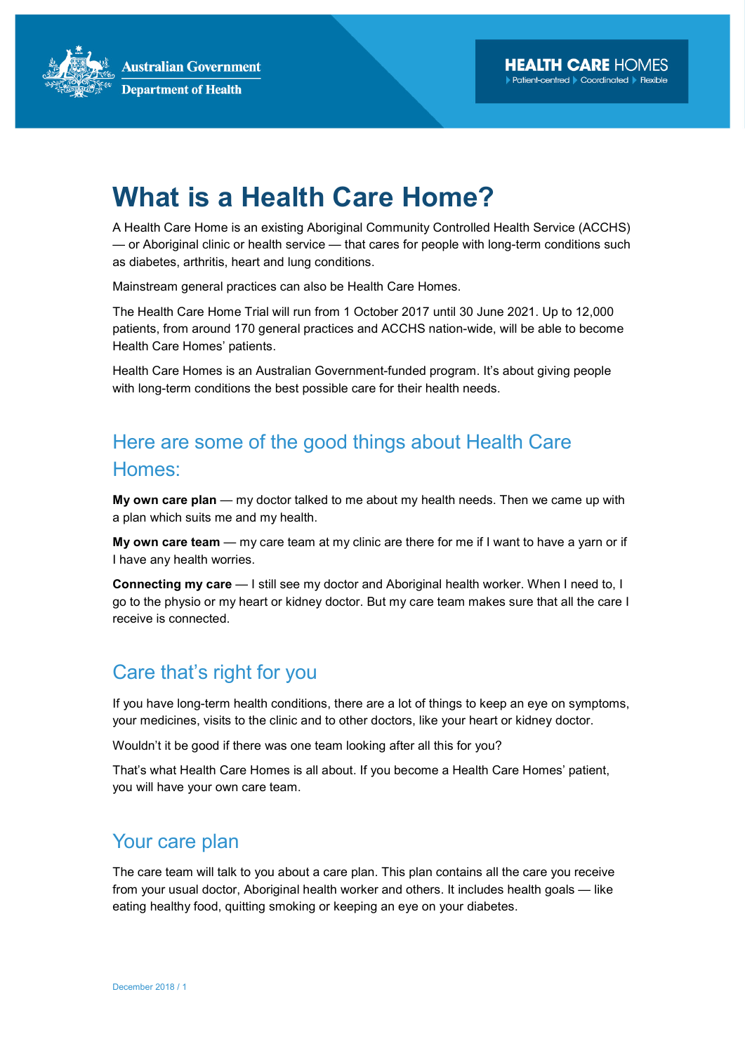# What is a Health Care Home?

A Health Care Home is an existing Aboriginal Community Controlled Health Service (ACCHS) — or Aboriginal clinic or health service — that cares for people with long-term conditions such as diabetes, arthritis, heart and lung conditions.

Mainstream general practices can also be Health Care Homes.

The Health Care Home Trial will run from 1 October 2017 until 30 June 2021. Up to 12,000 patients, from around 170 general practices and ACCHS nation-wide, will be able to become Health Care Homes' patients.

Health Care Homes is an Australian Government-funded program. It's about giving people with long-term conditions the best possible care for their health needs.

## Here are some of the good things about Health Care Homes:

**My own care plan** — my doctor talked to me about my health needs. Then we came up with a plan which suits me and my health.

**My own care team** — my care team at my clinic are there for me if I want to have a yarn or if I have any health worries.

**Connecting my care** — I still see my doctor and Aboriginal health worker. When I need to, I go to the physio or my heart or kidney doctor. But my care team makes sure that all the care I receive is connected.

## Care that's right for you

If you have long-term health conditions, there are a lot of things to keep an eye on symptoms, your medicines, visits to the clinic and to other doctors, like your heart or kidney doctor.

Wouldn't it be good if there was one team looking after all this for you?

That's what Health Care Homes is all about. If you become a Health Care Homes' patient, you will have your own care team.

## Your care plan

The care team will talk to you about a care plan. This plan contains all the care you receive from your usual doctor, Aboriginal health worker and others. It includes health goals — like eating healthy food, quitting smoking or keeping an eye on your diabetes.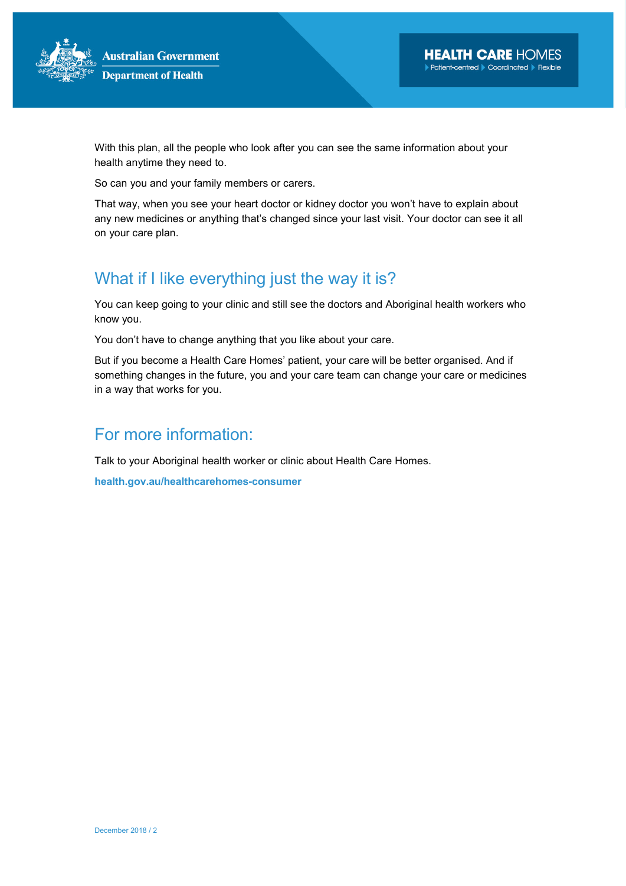With this plan, all the people who look after you can see the same information about your health anytime they need to.

So can you and your family members or carers.

That way, when you see your heart doctor or kidney doctor you won't have to explain about any new medicines or anything that's changed since your last visit. Your doctor can see it all on your care plan.

## What if I like everything just the way it is?

You can keep going to your clinic and still see the doctors and Aboriginal health workers who know you.

You don't have to change anything that you like about your care.

But if you become a Health Care Homes' patient, your care will be better organised. And if something changes in the future, you and your care team can change your care or medicines in a way that works for you.

## For more information:

Talk to your Aboriginal health worker or clinic about Health Care Homes.

**health.gov.au/healthcarehomes-consumer**